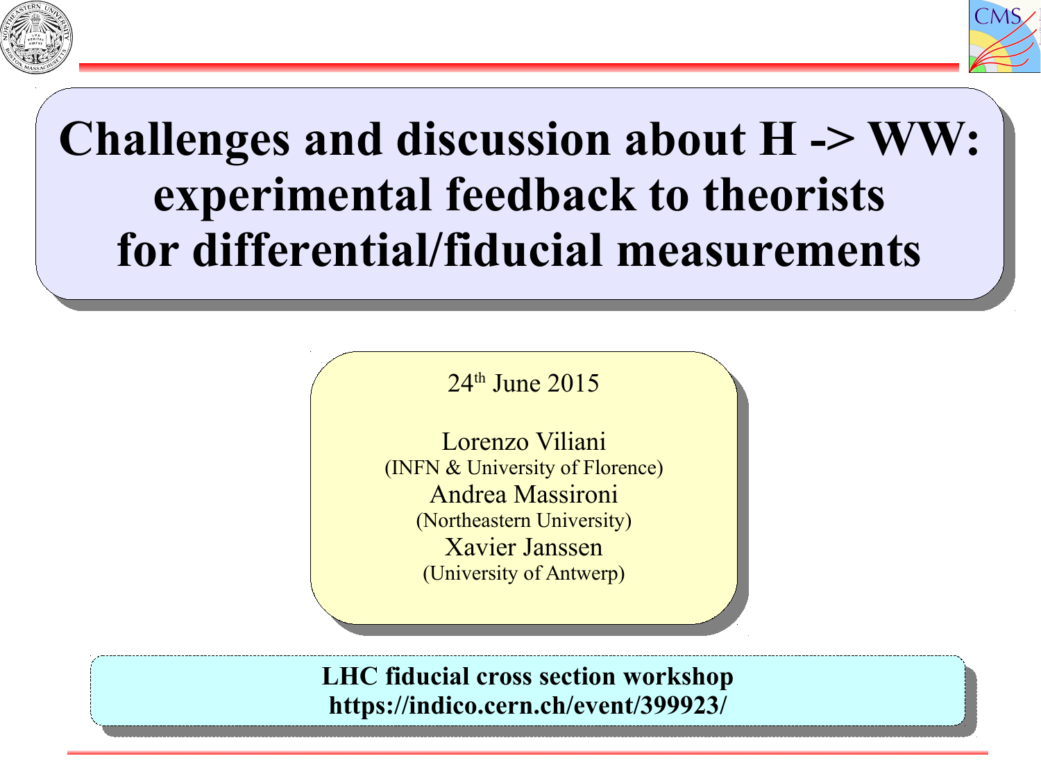# Challenges and discussion about H -> WW: experimental feedback to theorists for differential/fiducial measurements

24th June 2015

Lorenzo Viliani
(INFN & University of Florence)

Andrea Massironi
(Northeastern University)

Xavier Janssen
(University of Antwerp)

**LHC fiducial cross section workshop**
**https://indico.cern.ch/event/399923/**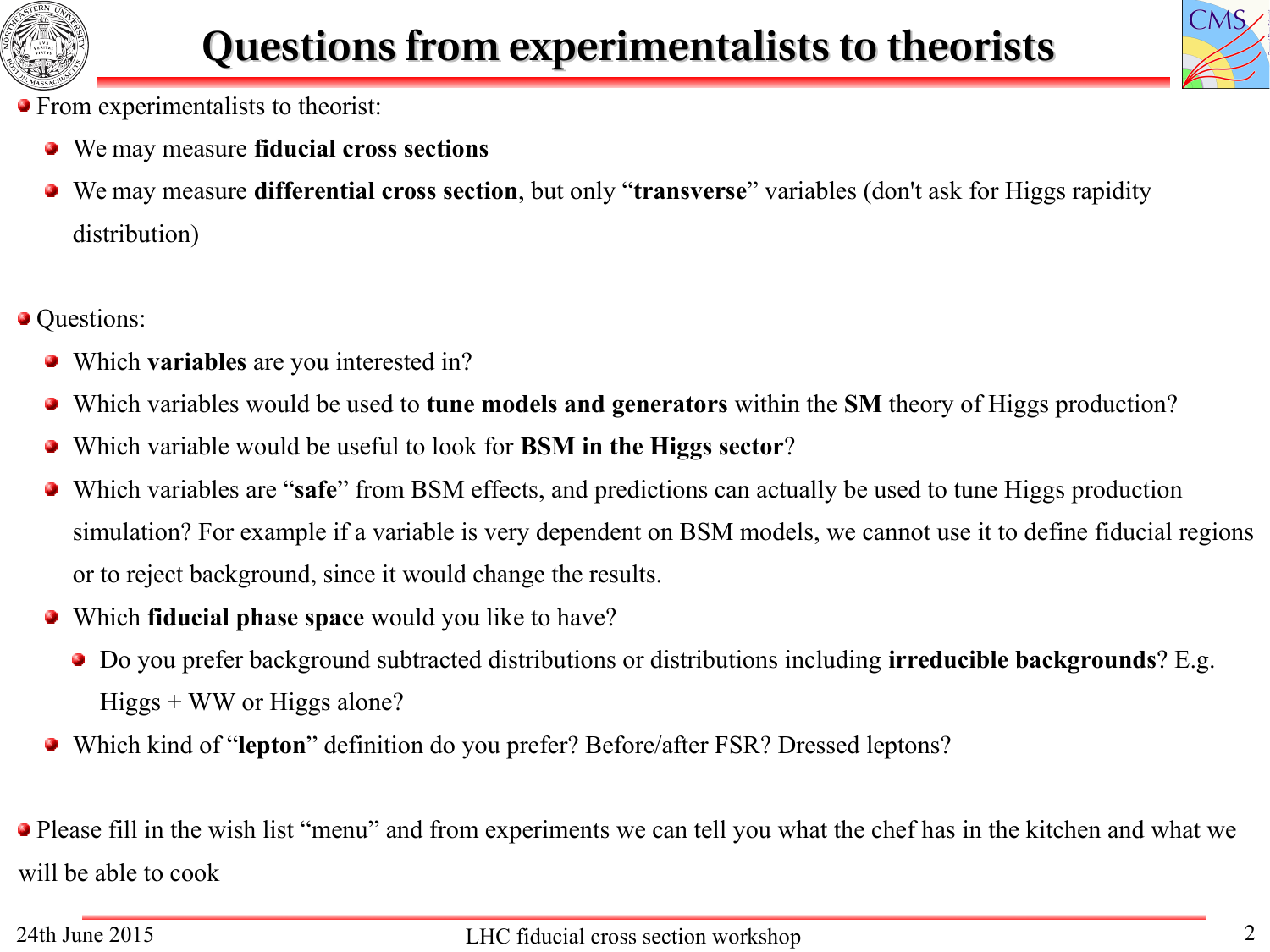# Questions from experimentalists to theorists

- From experimentalists to theorist:
  - We may measure **fiducial cross sections**
  - We may measure **differential cross section**, but only "**transverse**" variables (don't ask for Higgs rapidity distribution)

- Questions:
  - Which **variables** are you interested in?
  - Which variables would be used to **tune models and generators** within the **SM** theory of Higgs production?
  - Which variable would be useful to look for **BSM in the Higgs sector**?
  - Which variables are "**safe**" from BSM effects, and predictions can actually be used to tune Higgs production simulation? For example if a variable is very dependent on BSM models, we cannot use it to define fiducial regions or to reject background, since it would change the results.
  - Which **fiducial phase space** would you like to have?
    - Do you prefer background subtracted distributions or distributions including **irreducible backgrounds**? E.g. Higgs + WW or Higgs alone?
  - Which kind of "**lepton**" definition do you prefer? Before/after FSR? Dressed leptons?

- Please fill in the wish list "menu" and from experiments we can tell you what the chef has in the kitchen and what we will be able to cook